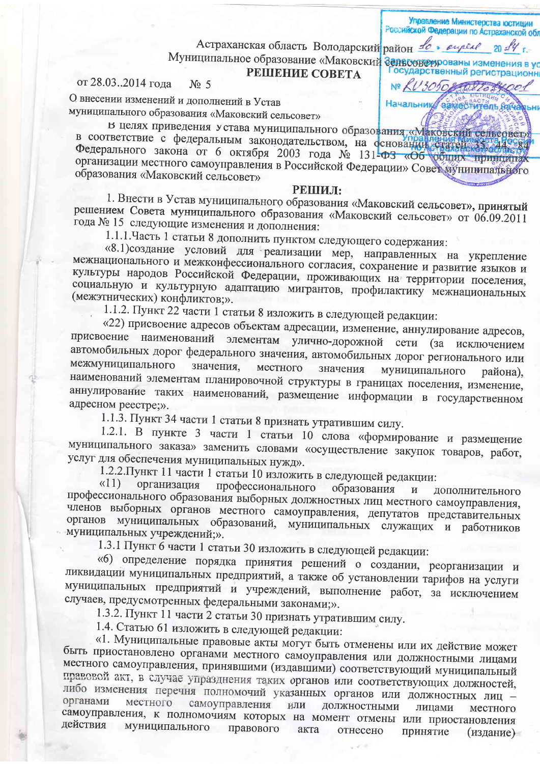Управление Министерства юстиции Российской Федерации по Астраханской обл

Зарегистрированы изменения в уставе

Государственный регистрационный № RU305023012014001

10 апреля 2014 г.

Начальник, заместитель начальника

Астраханская область Володарский район

Муниципальное образование «Маковский сельсовет»

## РЕШЕНИЕ СОВЕТА

от 28.03..2014 года № 5

О внесении изменений и дополнений в Устав муниципального образования «Маковский сельсовет»

В целях приведения устава муниципального образования «Маковский сельсовет» в соответствие с федеральным законодательством, на основании статей 35, 44, 84 Федерального закона от 6 октября 2003 года № 131-ФЗ «Об общих принципах организации местного самоуправления в Российской Федерации» Совет муниципального образования «Маковский сельсовет»

**РЕШИЛ:**

1. Внести в Устав муниципального образования «Маковский сельсовет», принятый решением Совета муниципального образования «Маковский сельсовет» от 06.09.2011 года № 15 следующие изменения и дополнения:

1.1.1.Часть 1 статьи 8 дополнить пунктом следующего содержания:

«8.1)создание условий для реализации мер, направленных на укрепление межнационального и межконфессионального согласия, сохранение и развитие языков и культуры народов Российской Федерации, проживающих на территории поселения, социальную и культурную адаптацию мигрантов, профилактику межнациональных (межэтнических) конфликтов;».

1.1.2. Пункт 22 части 1 статьи 8 изложить в следующей редакции:

«22) присвоение адресов объектам адресации, изменение, аннулирование адресов, присвоение наименований элементам улично-дорожной сети (за исключением автомобильных дорог федерального значения, автомобильных дорог регионального или межмуниципального значения, местного значения муниципального района), наименований элементам планировочной структуры в границах поселения, изменение, аннулирование таких наименований, размещение информации в государственном адресном реестре;».

1.1.3. Пункт 34 части 1 статьи 8 признать утратившим силу.

1.2.1. В пункте 3 части 1 статьи 10 слова «формирование и размещение муниципального заказа» заменить словами «осуществление закупок товаров, работ, услуг для обеспечения муниципальных нужд».

1.2.2.Пункт 11 части 1 статьи 10 изложить в следующей редакции:

«11) организация профессионального образования и дополнительного профессионального образования выборных должностных лиц местного самоуправления, членов выборных органов местного самоуправления, депутатов представительных органов муниципальных образований, муниципальных служащих и работников муниципальных учреждений;».

1.3.1 Пункт 6 части 1 статьи 30 изложить в следующей редакции:

«6) определение порядка принятия решений о создании, реорганизации и ликвидации муниципальных предприятий, а также об установлении тарифов на услуги муниципальных предприятий и учреждений, выполнение работ, за исключением случаев, предусмотренных федеральными законами;».

1.3.2. Пункт 11 части 2 статьи 30 признать утратившим силу.

1.4. Статью 61 изложить в следующей редакции:

«1. Муниципальные правовые акты могут быть отменены или их действие может быть приостановлено органами местного самоуправления или должностными лицами местного самоуправления, принявшими (издавшими) соответствующий муниципальный правовой акт, в случае упразднения таких органов или соответствующих должностей, либо изменения перечня полномочий указанных органов или должностных лиц – органами местного самоуправления или должностными лицами местного самоуправления, к полномочиям которых на момент отмены или приостановления действия муниципального правового акта отнесено принятие (издание)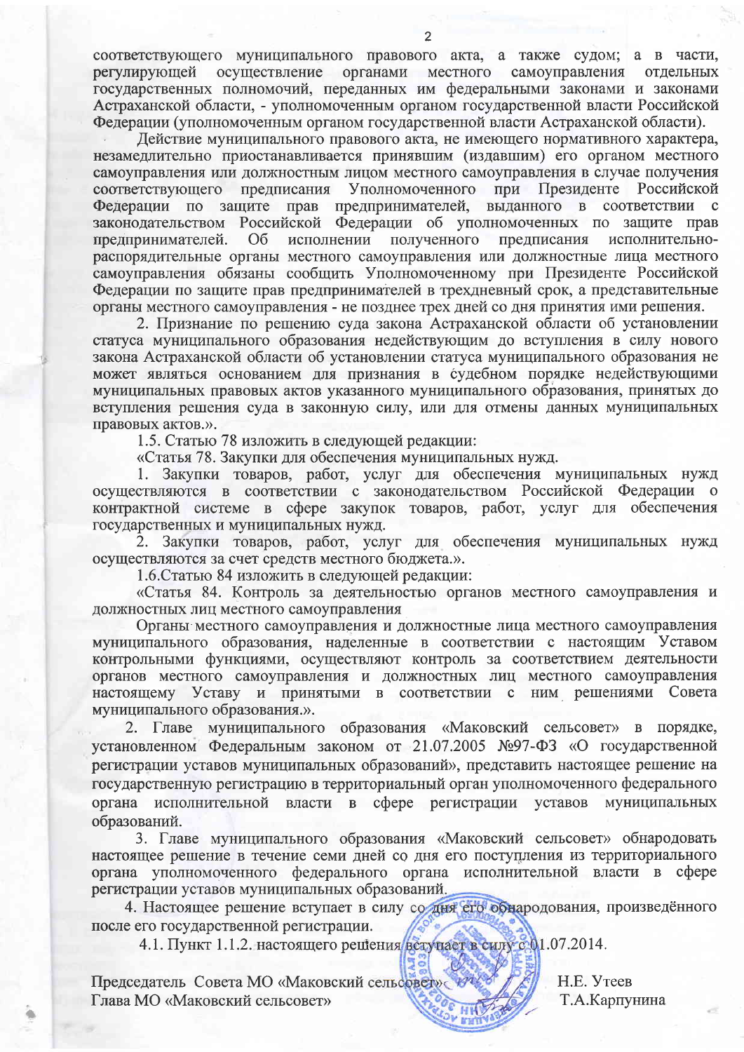соответствующего муниципального правового акта, а также судом; а в части, регулирующей осуществление органами местного самоуправления отдельных государственных полномочий, переданных им федеральными законами и законами Астраханской области, - уполномоченным органом государственной власти Российской Федерации (уполномоченным органом государственной власти Астраханской области).

Действие муниципального правового акта, не имеющего нормативного характера, незамедлительно приостанавливается принявшим (издавшим) его органом местного самоуправления или должностным лицом местного самоуправления в случае получения соответствующего предписания Уполномоченного при Президенте Российской Федерации по защите прав предпринимателей, выданного в соответствии с законодательством Российской Федерации об уполномоченных по защите прав предпринимателей. Об исполнении полученного предписания исполнительно-распорядительные органы местного самоуправления или должностные лица местного самоуправления обязаны сообщить Уполномоченному при Президенте Российской Федерации по защите прав предпринимателей в трехдневный срок, а представительные органы местного самоуправления - не позднее трех дней со дня принятия ими решения.

2. Признание по решению суда закона Астраханской области об установлении статуса муниципального образования недействующим до вступления в силу нового закона Астраханской области об установлении статуса муниципального образования не может являться основанием для признания в судебном порядке недействующими муниципальных правовых актов указанного муниципального образования, принятых до вступления решения суда в законную силу, или для отмены данных муниципальных правовых актов.».

1.5. Статью 78 изложить в следующей редакции:

«Статья 78. Закупки для обеспечения муниципальных нужд.

1. Закупки товаров, работ, услуг для обеспечения муниципальных нужд осуществляются в соответствии с законодательством Российской Федерации о контрактной системе в сфере закупок товаров, работ, услуг для обеспечения государственных и муниципальных нужд.

2. Закупки товаров, работ, услуг для обеспечения муниципальных нужд осуществляются за счет средств местного бюджета.».

1.6.Статью 84 изложить в следующей редакции:

«Статья 84. Контроль за деятельностью органов местного самоуправления и должностных лиц местного самоуправления

Органы местного самоуправления и должностные лица местного самоуправления муниципального образования, наделенные в соответствии с настоящим Уставом контрольными функциями, осуществляют контроль за соответствием деятельности органов местного самоуправления и должностных лиц местного самоуправления настоящему Уставу и принятыми в соответствии с ним решениями Совета муниципального образования.».

2. Главе муниципального образования «Маковский сельсовет» в порядке, установленном Федеральным законом от 21.07.2005 №97-ФЗ «О государственной регистрации уставов муниципальных образований», представить настоящее решение на государственную регистрацию в территориальный орган уполномоченного федерального органа исполнительной власти в сфере регистрации уставов муниципальных образований.

3. Главе муниципального образования «Маковский сельсовет» обнародовать настоящее решение в течение семи дней со дня его поступления из территориального органа уполномоченного федерального органа исполнительной власти в сфере регистрации уставов муниципальных образований.

4. Настоящее решение вступает в силу со дня его обнародования, произведённого после его государственной регистрации.

4.1. Пункт 1.1.2. настоящего решения вступает в силу с 01.07.2014.

Председатель Совета МО «Маковский сельсовет» — Н.Е. Утеев

Глава МО «Маковский сельсовет» — Т.А.Карпунина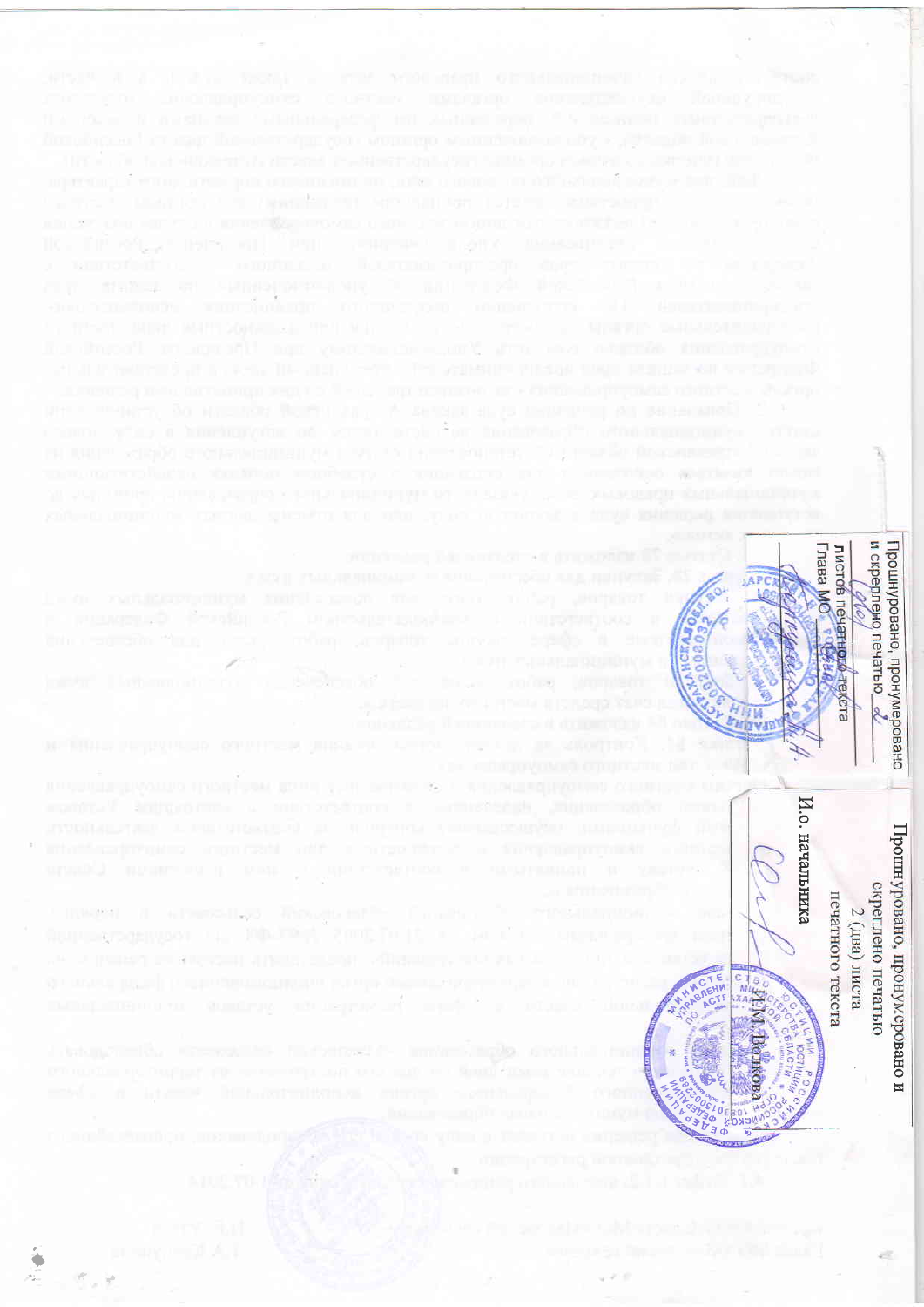Прошнуровано, пронумеровано и скреплено печатью ___2___ листов печатного текста

Глава МО

Прошнуровано, пронумеровано и скреплено печатью 2 (два) листа печатного текста

И.о. начальника И.М. Волкова